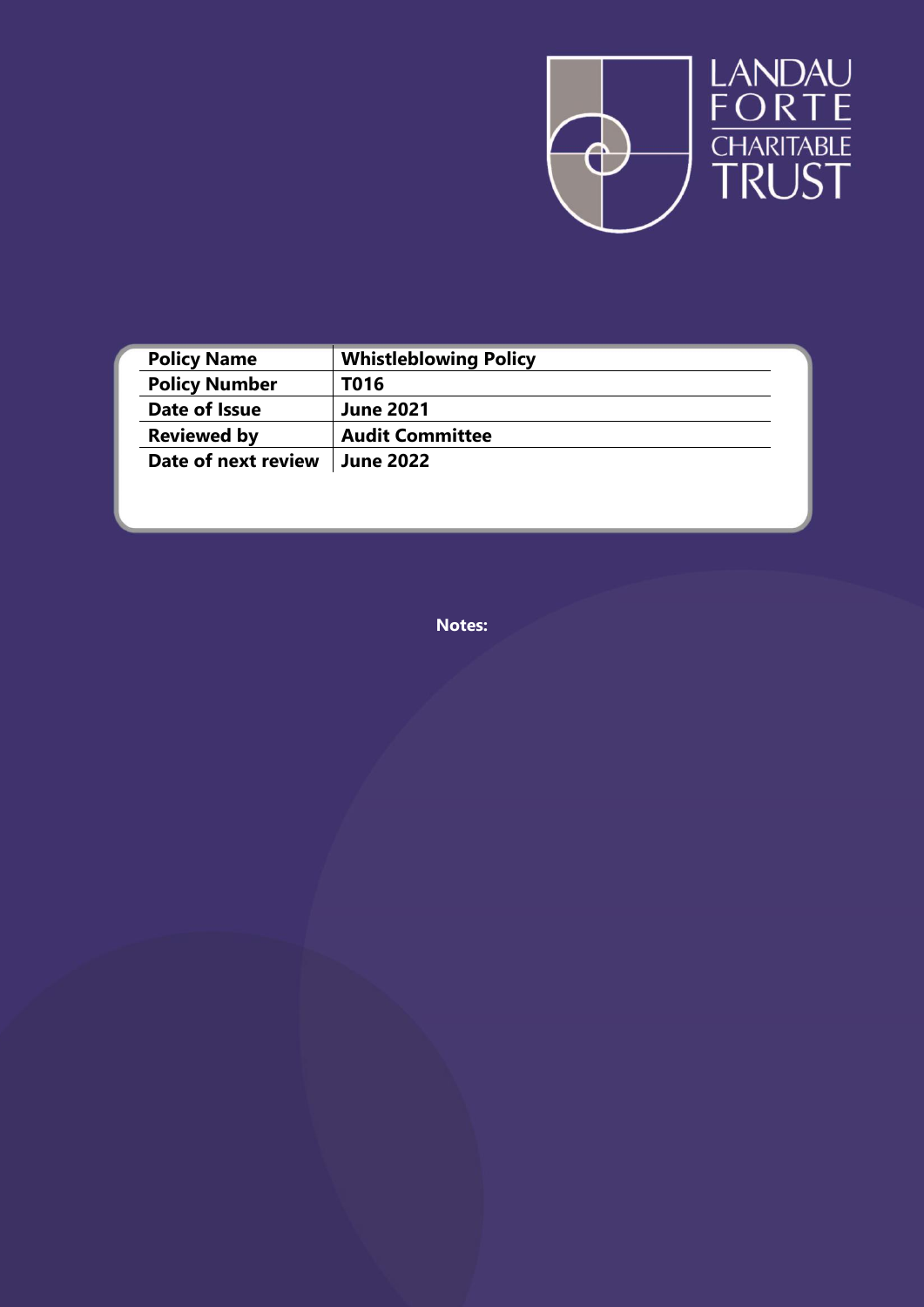LANDAU FORTE CHARITABLE TRUST

| Policy Name | Whistleblowing Policy |
|---|---|
| Policy Number | T016 |
| Date of Issue | June 2021 |
| Reviewed by | Audit Committee |
| Date of next review | June 2022 |

**Notes:**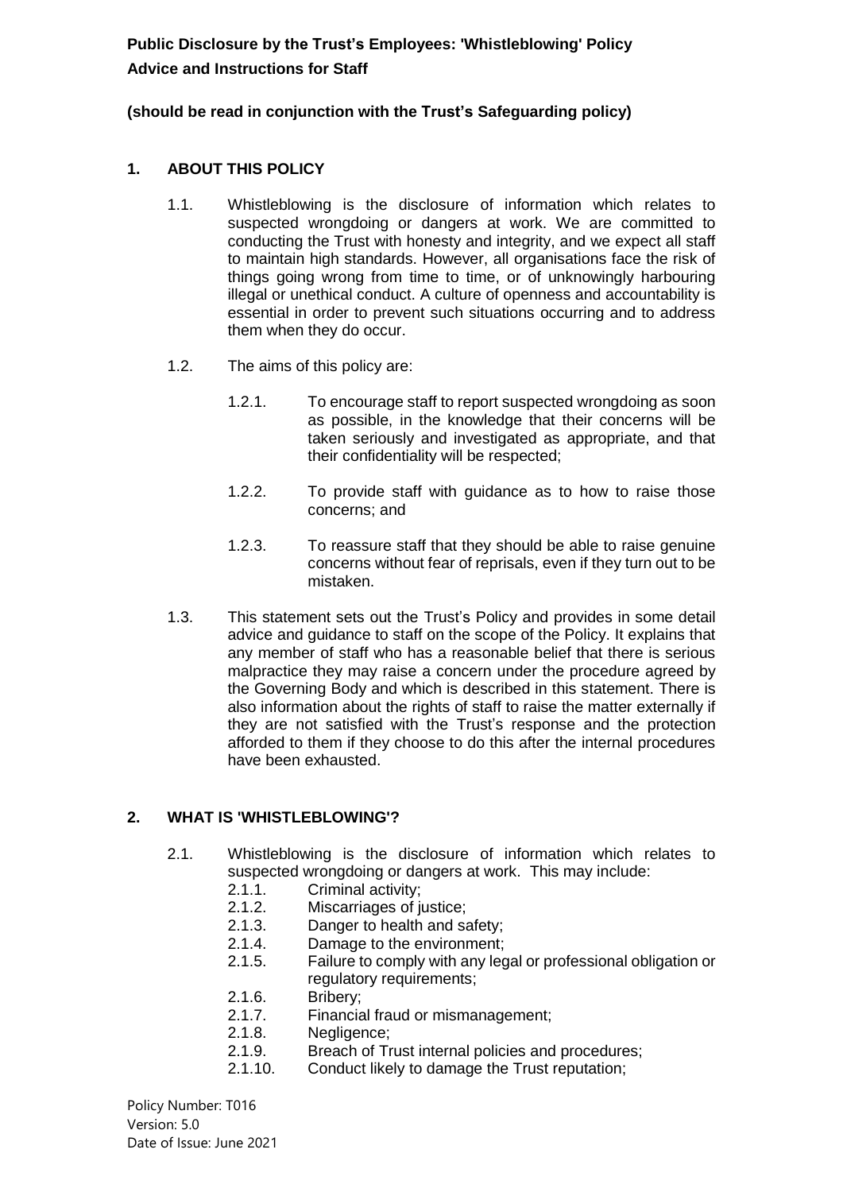**Public Disclosure by the Trust's Employees: 'Whistleblowing' Policy**
**Advice and Instructions for Staff**

**(should be read in conjunction with the Trust's Safeguarding policy)**

## 1. ABOUT THIS POLICY

1.1. Whistleblowing is the disclosure of information which relates to suspected wrongdoing or dangers at work. We are committed to conducting the Trust with honesty and integrity, and we expect all staff to maintain high standards. However, all organisations face the risk of things going wrong from time to time, or of unknowingly harbouring illegal or unethical conduct. A culture of openness and accountability is essential in order to prevent such situations occurring and to address them when they do occur.

1.2. The aims of this policy are:

1.2.1. To encourage staff to report suspected wrongdoing as soon as possible, in the knowledge that their concerns will be taken seriously and investigated as appropriate, and that their confidentiality will be respected;

1.2.2. To provide staff with guidance as to how to raise those concerns; and

1.2.3. To reassure staff that they should be able to raise genuine concerns without fear of reprisals, even if they turn out to be mistaken.

1.3. This statement sets out the Trust's Policy and provides in some detail advice and guidance to staff on the scope of the Policy. It explains that any member of staff who has a reasonable belief that there is serious malpractice they may raise a concern under the procedure agreed by the Governing Body and which is described in this statement. There is also information about the rights of staff to raise the matter externally if they are not satisfied with the Trust's response and the protection afforded to them if they choose to do this after the internal procedures have been exhausted.

## 2. WHAT IS 'WHISTLEBLOWING'?

2.1. Whistleblowing is the disclosure of information which relates to suspected wrongdoing or dangers at work. This may include:

2.1.1. Criminal activity;
2.1.2. Miscarriages of justice;
2.1.3. Danger to health and safety;
2.1.4. Damage to the environment;
2.1.5. Failure to comply with any legal or professional obligation or regulatory requirements;
2.1.6. Bribery;
2.1.7. Financial fraud or mismanagement;
2.1.8. Negligence;
2.1.9. Breach of Trust internal policies and procedures;
2.1.10. Conduct likely to damage the Trust reputation;

Policy Number: T016
Version: 5.0
Date of Issue: June 2021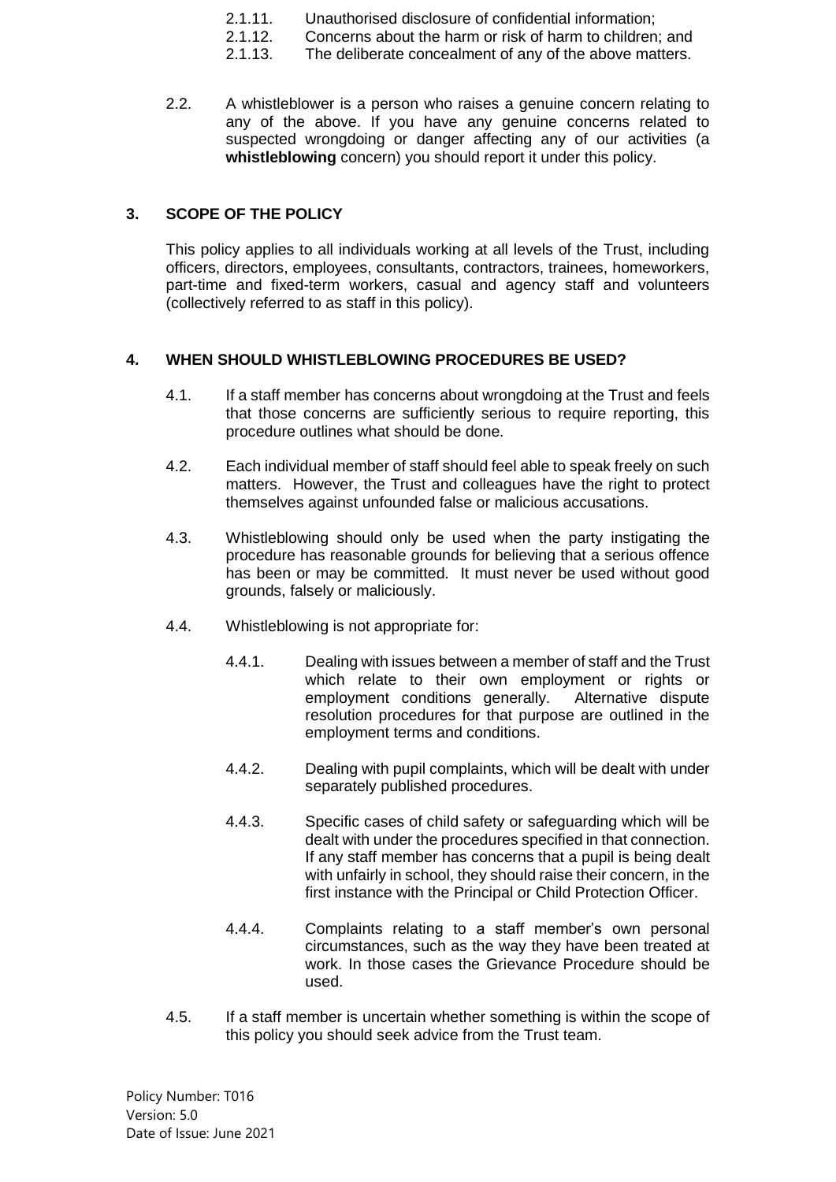2.1.11. Unauthorised disclosure of confidential information;
2.1.12. Concerns about the harm or risk of harm to children; and
2.1.13. The deliberate concealment of any of the above matters.

2.2. A whistleblower is a person who raises a genuine concern relating to any of the above. If you have any genuine concerns related to suspected wrongdoing or danger affecting any of our activities (a **whistleblowing** concern) you should report it under this policy.

## 3. SCOPE OF THE POLICY

This policy applies to all individuals working at all levels of the Trust, including officers, directors, employees, consultants, contractors, trainees, homeworkers, part-time and fixed-term workers, casual and agency staff and volunteers (collectively referred to as staff in this policy).

## 4. WHEN SHOULD WHISTLEBLOWING PROCEDURES BE USED?

4.1. If a staff member has concerns about wrongdoing at the Trust and feels that those concerns are sufficiently serious to require reporting, this procedure outlines what should be done.

4.2. Each individual member of staff should feel able to speak freely on such matters. However, the Trust and colleagues have the right to protect themselves against unfounded false or malicious accusations.

4.3. Whistleblowing should only be used when the party instigating the procedure has reasonable grounds for believing that a serious offence has been or may be committed. It must never be used without good grounds, falsely or maliciously.

4.4. Whistleblowing is not appropriate for:

4.4.1. Dealing with issues between a member of staff and the Trust which relate to their own employment or rights or employment conditions generally. Alternative dispute resolution procedures for that purpose are outlined in the employment terms and conditions.

4.4.2. Dealing with pupil complaints, which will be dealt with under separately published procedures.

4.4.3. Specific cases of child safety or safeguarding which will be dealt with under the procedures specified in that connection. If any staff member has concerns that a pupil is being dealt with unfairly in school, they should raise their concern, in the first instance with the Principal or Child Protection Officer.

4.4.4. Complaints relating to a staff member's own personal circumstances, such as the way they have been treated at work. In those cases the Grievance Procedure should be used.

4.5. If a staff member is uncertain whether something is within the scope of this policy you should seek advice from the Trust team.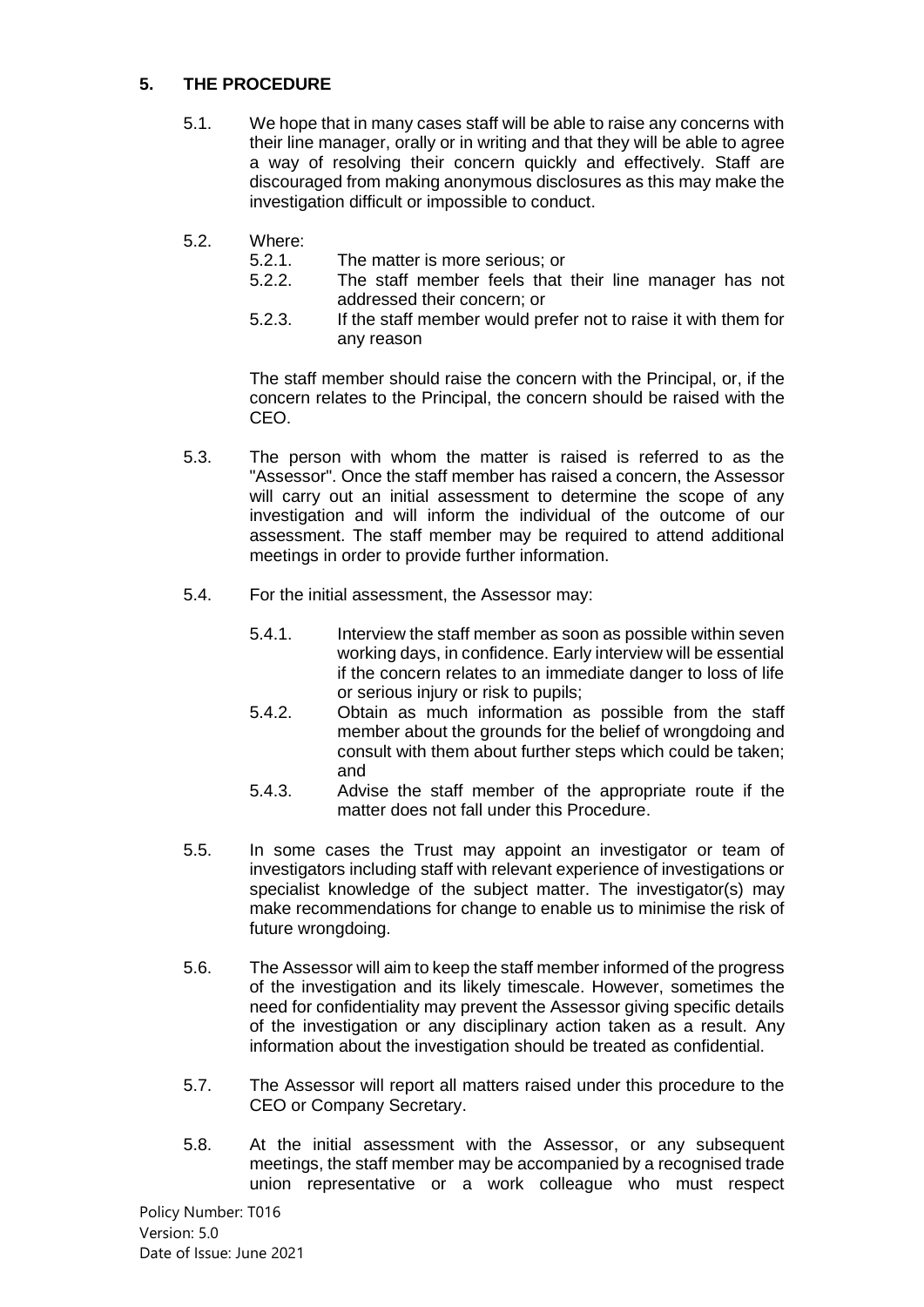## 5. THE PROCEDURE

5.1. We hope that in many cases staff will be able to raise any concerns with their line manager, orally or in writing and that they will be able to agree a way of resolving their concern quickly and effectively. Staff are discouraged from making anonymous disclosures as this may make the investigation difficult or impossible to conduct.

5.2. Where:

- 5.2.1. The matter is more serious; or
- 5.2.2. The staff member feels that their line manager has not addressed their concern; or
- 5.2.3. If the staff member would prefer not to raise it with them for any reason

The staff member should raise the concern with the Principal, or, if the concern relates to the Principal, the concern should be raised with the CEO.

5.3. The person with whom the matter is raised is referred to as the "Assessor". Once the staff member has raised a concern, the Assessor will carry out an initial assessment to determine the scope of any investigation and will inform the individual of the outcome of our assessment. The staff member may be required to attend additional meetings in order to provide further information.

5.4. For the initial assessment, the Assessor may:

- 5.4.1. Interview the staff member as soon as possible within seven working days, in confidence. Early interview will be essential if the concern relates to an immediate danger to loss of life or serious injury or risk to pupils;
- 5.4.2. Obtain as much information as possible from the staff member about the grounds for the belief of wrongdoing and consult with them about further steps which could be taken; and
- 5.4.3. Advise the staff member of the appropriate route if the matter does not fall under this Procedure.

5.5. In some cases the Trust may appoint an investigator or team of investigators including staff with relevant experience of investigations or specialist knowledge of the subject matter. The investigator(s) may make recommendations for change to enable us to minimise the risk of future wrongdoing.

5.6. The Assessor will aim to keep the staff member informed of the progress of the investigation and its likely timescale. However, sometimes the need for confidentiality may prevent the Assessor giving specific details of the investigation or any disciplinary action taken as a result. Any information about the investigation should be treated as confidential.

5.7. The Assessor will report all matters raised under this procedure to the CEO or Company Secretary.

5.8. At the initial assessment with the Assessor, or any subsequent meetings, the staff member may be accompanied by a recognised trade union representative or a work colleague who must respect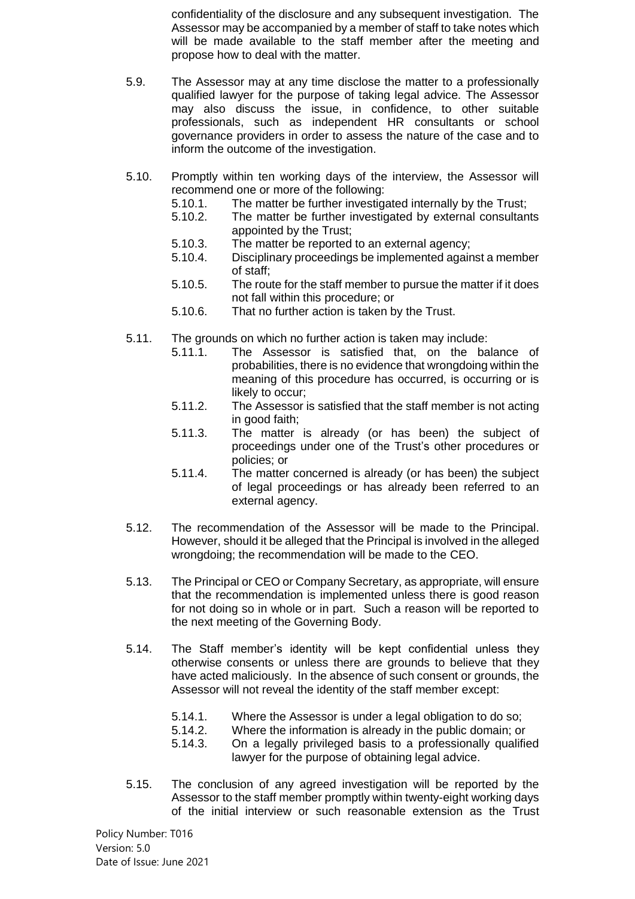confidentiality of the disclosure and any subsequent investigation. The Assessor may be accompanied by a member of staff to take notes which will be made available to the staff member after the meeting and propose how to deal with the matter.

5.9. The Assessor may at any time disclose the matter to a professionally qualified lawyer for the purpose of taking legal advice. The Assessor may also discuss the issue, in confidence, to other suitable professionals, such as independent HR consultants or school governance providers in order to assess the nature of the case and to inform the outcome of the investigation.

5.10. Promptly within ten working days of the interview, the Assessor will recommend one or more of the following:

- 5.10.1. The matter be further investigated internally by the Trust;
- 5.10.2. The matter be further investigated by external consultants appointed by the Trust;
- 5.10.3. The matter be reported to an external agency;
- 5.10.4. Disciplinary proceedings be implemented against a member of staff;
- 5.10.5. The route for the staff member to pursue the matter if it does not fall within this procedure; or
- 5.10.6. That no further action is taken by the Trust.

5.11. The grounds on which no further action is taken may include:

- 5.11.1. The Assessor is satisfied that, on the balance of probabilities, there is no evidence that wrongdoing within the meaning of this procedure has occurred, is occurring or is likely to occur;
- 5.11.2. The Assessor is satisfied that the staff member is not acting in good faith;
- 5.11.3. The matter is already (or has been) the subject of proceedings under one of the Trust's other procedures or policies; or
- 5.11.4. The matter concerned is already (or has been) the subject of legal proceedings or has already been referred to an external agency.

5.12. The recommendation of the Assessor will be made to the Principal. However, should it be alleged that the Principal is involved in the alleged wrongdoing; the recommendation will be made to the CEO.

5.13. The Principal or CEO or Company Secretary, as appropriate, will ensure that the recommendation is implemented unless there is good reason for not doing so in whole or in part. Such a reason will be reported to the next meeting of the Governing Body.

5.14. The Staff member's identity will be kept confidential unless they otherwise consents or unless there are grounds to believe that they have acted maliciously. In the absence of such consent or grounds, the Assessor will not reveal the identity of the staff member except:

- 5.14.1. Where the Assessor is under a legal obligation to do so;
- 5.14.2. Where the information is already in the public domain; or
- 5.14.3. On a legally privileged basis to a professionally qualified lawyer for the purpose of obtaining legal advice.

5.15. The conclusion of any agreed investigation will be reported by the Assessor to the staff member promptly within twenty-eight working days of the initial interview or such reasonable extension as the Trust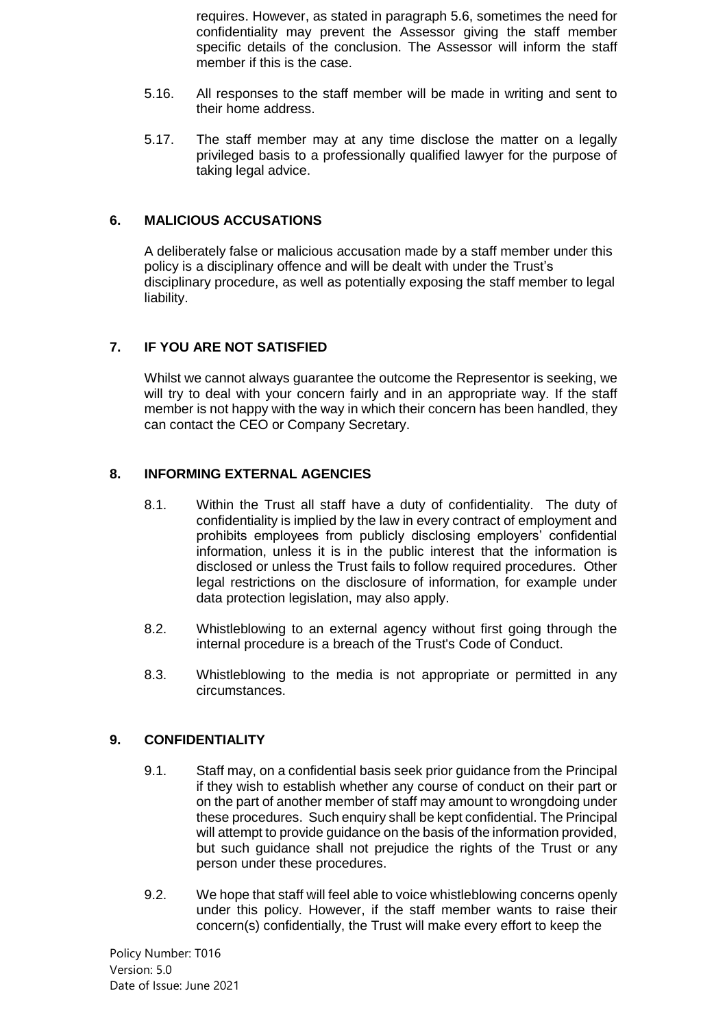requires. However, as stated in paragraph 5.6, sometimes the need for confidentiality may prevent the Assessor giving the staff member specific details of the conclusion. The Assessor will inform the staff member if this is the case.

5.16. All responses to the staff member will be made in writing and sent to their home address.

5.17. The staff member may at any time disclose the matter on a legally privileged basis to a professionally qualified lawyer for the purpose of taking legal advice.

## 6. MALICIOUS ACCUSATIONS

A deliberately false or malicious accusation made by a staff member under this policy is a disciplinary offence and will be dealt with under the Trust's disciplinary procedure, as well as potentially exposing the staff member to legal liability.

## 7. IF YOU ARE NOT SATISFIED

Whilst we cannot always guarantee the outcome the Representor is seeking, we will try to deal with your concern fairly and in an appropriate way. If the staff member is not happy with the way in which their concern has been handled, they can contact the CEO or Company Secretary.

## 8. INFORMING EXTERNAL AGENCIES

8.1. Within the Trust all staff have a duty of confidentiality. The duty of confidentiality is implied by the law in every contract of employment and prohibits employees from publicly disclosing employers' confidential information, unless it is in the public interest that the information is disclosed or unless the Trust fails to follow required procedures. Other legal restrictions on the disclosure of information, for example under data protection legislation, may also apply.

8.2. Whistleblowing to an external agency without first going through the internal procedure is a breach of the Trust's Code of Conduct.

8.3. Whistleblowing to the media is not appropriate or permitted in any circumstances.

## 9. CONFIDENTIALITY

9.1. Staff may, on a confidential basis seek prior guidance from the Principal if they wish to establish whether any course of conduct on their part or on the part of another member of staff may amount to wrongdoing under these procedures. Such enquiry shall be kept confidential. The Principal will attempt to provide guidance on the basis of the information provided, but such guidance shall not prejudice the rights of the Trust or any person under these procedures.

9.2. We hope that staff will feel able to voice whistleblowing concerns openly under this policy. However, if the staff member wants to raise their concern(s) confidentially, the Trust will make every effort to keep the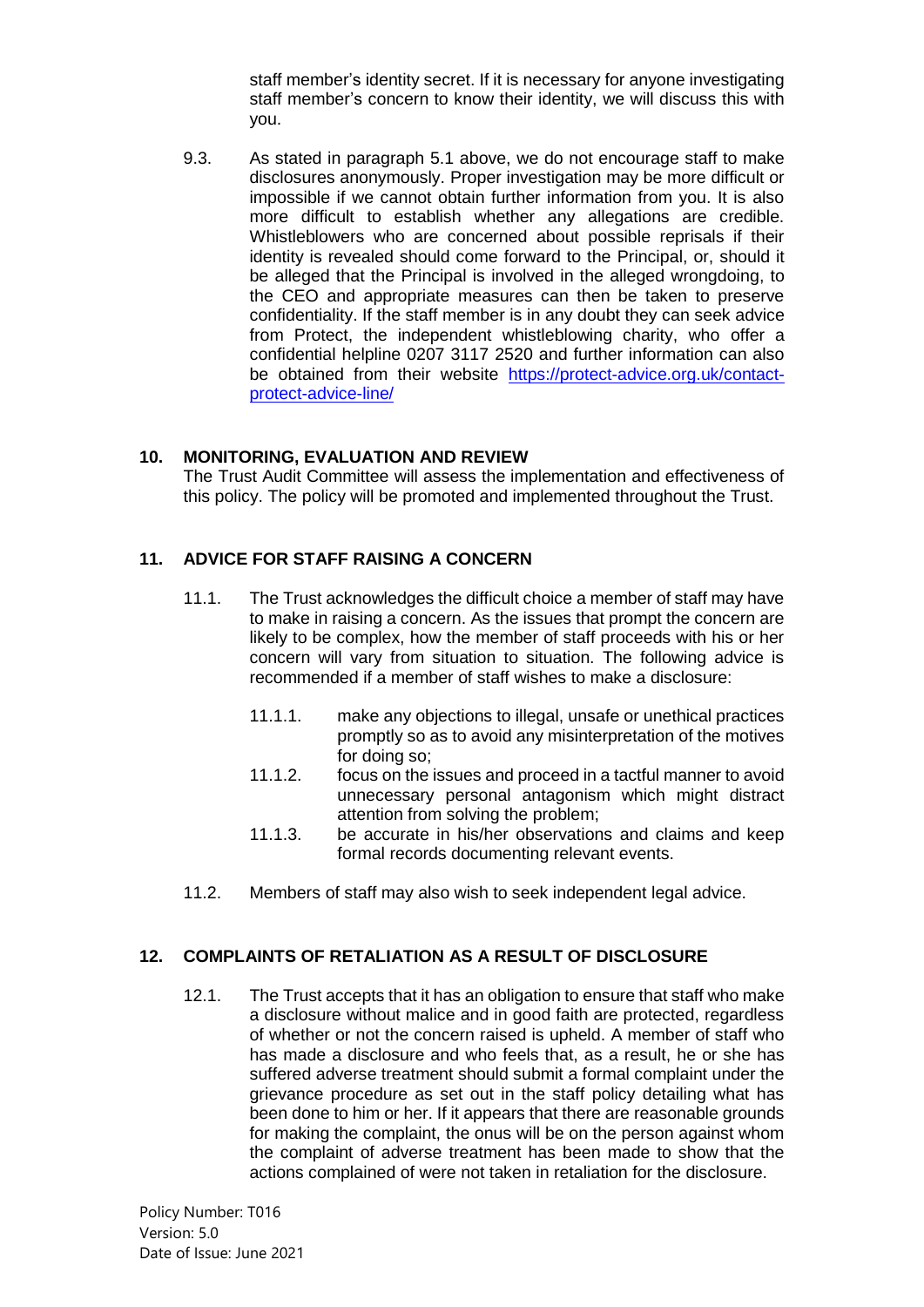staff member's identity secret. If it is necessary for anyone investigating staff member's concern to know their identity, we will discuss this with you.

9.3. As stated in paragraph 5.1 above, we do not encourage staff to make disclosures anonymously. Proper investigation may be more difficult or impossible if we cannot obtain further information from you. It is also more difficult to establish whether any allegations are credible. Whistleblowers who are concerned about possible reprisals if their identity is revealed should come forward to the Principal, or, should it be alleged that the Principal is involved in the alleged wrongdoing, to the CEO and appropriate measures can then be taken to preserve confidentiality. If the staff member is in any doubt they can seek advice from Protect, the independent whistleblowing charity, who offer a confidential helpline 0207 3117 2520 and further information can also be obtained from their website https://protect-advice.org.uk/contact-protect-advice-line/

## 10. MONITORING, EVALUATION AND REVIEW

The Trust Audit Committee will assess the implementation and effectiveness of this policy. The policy will be promoted and implemented throughout the Trust.

## 11. ADVICE FOR STAFF RAISING A CONCERN

11.1. The Trust acknowledges the difficult choice a member of staff may have to make in raising a concern. As the issues that prompt the concern are likely to be complex, how the member of staff proceeds with his or her concern will vary from situation to situation. The following advice is recommended if a member of staff wishes to make a disclosure:

- 11.1.1. make any objections to illegal, unsafe or unethical practices promptly so as to avoid any misinterpretation of the motives for doing so;
- 11.1.2. focus on the issues and proceed in a tactful manner to avoid unnecessary personal antagonism which might distract attention from solving the problem;
- 11.1.3. be accurate in his/her observations and claims and keep formal records documenting relevant events.

11.2. Members of staff may also wish to seek independent legal advice.

## 12. COMPLAINTS OF RETALIATION AS A RESULT OF DISCLOSURE

12.1. The Trust accepts that it has an obligation to ensure that staff who make a disclosure without malice and in good faith are protected, regardless of whether or not the concern raised is upheld. A member of staff who has made a disclosure and who feels that, as a result, he or she has suffered adverse treatment should submit a formal complaint under the grievance procedure as set out in the staff policy detailing what has been done to him or her. If it appears that there are reasonable grounds for making the complaint, the onus will be on the person against whom the complaint of adverse treatment has been made to show that the actions complained of were not taken in retaliation for the disclosure.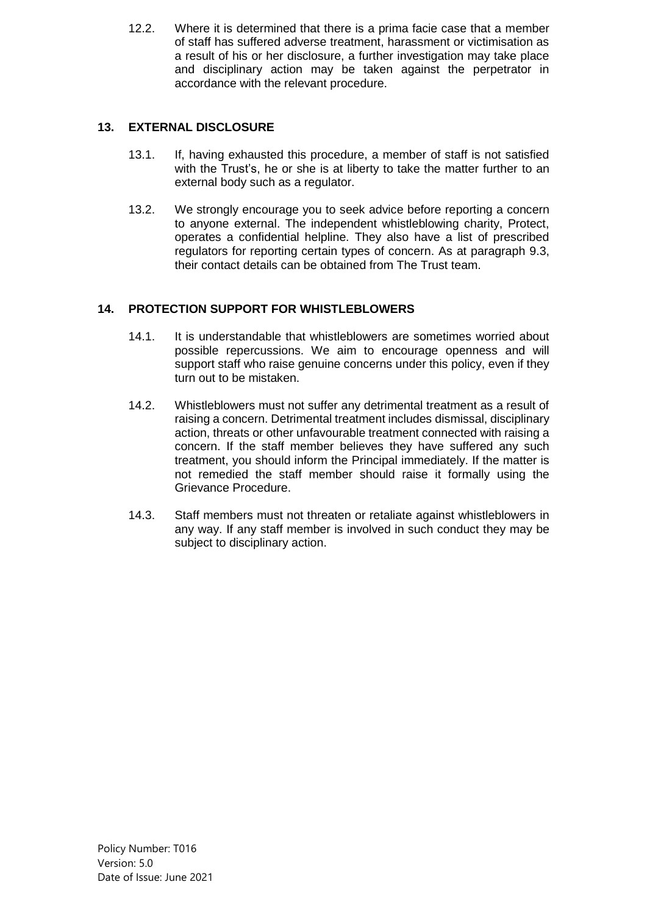12.2. Where it is determined that there is a prima facie case that a member of staff has suffered adverse treatment, harassment or victimisation as a result of his or her disclosure, a further investigation may take place and disciplinary action may be taken against the perpetrator in accordance with the relevant procedure.

## 13. EXTERNAL DISCLOSURE

13.1. If, having exhausted this procedure, a member of staff is not satisfied with the Trust's, he or she is at liberty to take the matter further to an external body such as a regulator.

13.2. We strongly encourage you to seek advice before reporting a concern to anyone external. The independent whistleblowing charity, Protect, operates a confidential helpline. They also have a list of prescribed regulators for reporting certain types of concern. As at paragraph 9.3, their contact details can be obtained from The Trust team.

## 14. PROTECTION SUPPORT FOR WHISTLEBLOWERS

14.1. It is understandable that whistleblowers are sometimes worried about possible repercussions. We aim to encourage openness and will support staff who raise genuine concerns under this policy, even if they turn out to be mistaken.

14.2. Whistleblowers must not suffer any detrimental treatment as a result of raising a concern. Detrimental treatment includes dismissal, disciplinary action, threats or other unfavourable treatment connected with raising a concern. If the staff member believes they have suffered any such treatment, you should inform the Principal immediately. If the matter is not remedied the staff member should raise it formally using the Grievance Procedure.

14.3. Staff members must not threaten or retaliate against whistleblowers in any way. If any staff member is involved in such conduct they may be subject to disciplinary action.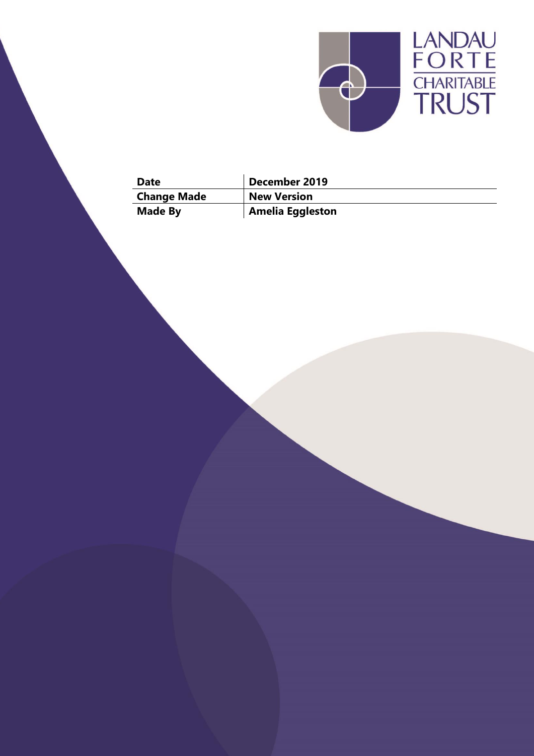LANDAU FORTE CHARITABLE TRUST

| | |
|---|---|
| **Date** | **December 2019** |
| **Change Made** | **New Version** |
| **Made By** | **Amelia Eggleston** |